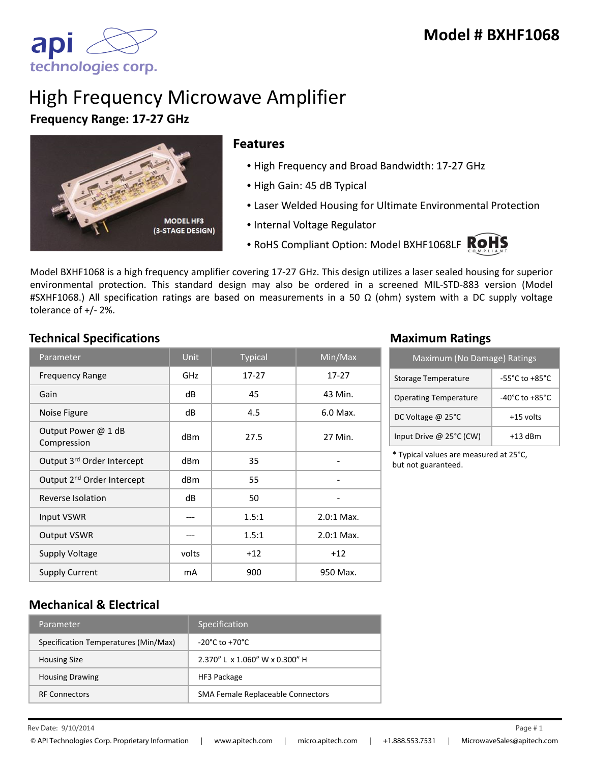# Model # BXHF1068

# High Frequency Microwave Amplifier

**Frequency Range: 17-27 GHz**

MODEL HF3
(3-STAGE DESIGN)

## Features

- High Frequency and Broad Bandwidth: 17-27 GHz
- High Gain: 45 dB Typical
- Laser Welded Housing for Ultimate Environmental Protection
- Internal Voltage Regulator
- RoHS Compliant Option: Model BXHF1068LF

Model BXHF1068 is a high frequency amplifier covering 17-27 GHz. This design utilizes a laser sealed housing for superior environmental protection. This standard design may also be ordered in a screened MIL-STD-883 version (Model #SXHF1068.) All specification ratings are based on measurements in a 50 Ω (ohm) system with a DC supply voltage tolerance of +/- 2%.

## Technical Specifications

| Parameter | Unit | Typical | Min/Max |
|---|---|---|---|
| Frequency Range | GHz | 17-27 | 17-27 |
| Gain | dB | 45 | 43 Min. |
| Noise Figure | dB | 4.5 | 6.0 Max. |
| Output Power @ 1 dB Compression | dBm | 27.5 | 27 Min. |
| Output 3rd Order Intercept | dBm | 35 | - |
| Output 2nd Order Intercept | dBm | 55 | - |
| Reverse Isolation | dB | 50 | - |
| Input VSWR | --- | 1.5:1 | 2.0:1 Max. |
| Output VSWR | --- | 1.5:1 | 2.0:1 Max. |
| Supply Voltage | volts | +12 | +12 |
| Supply Current | mA | 900 | 950 Max. |

## Maximum Ratings

| Maximum (No Damage) Ratings | |
|---|---|
| Storage Temperature | -55°C to +85°C |
| Operating Temperature | -40°C to +85°C |
| DC Voltage @ 25°C | +15 volts |
| Input Drive @ 25°C (CW) | +13 dBm |

* Typical values are measured at 25°C, but not guaranteed.

## Mechanical & Electrical

| Parameter | Specification |
|---|---|
| Specification Temperatures (Min/Max) | -20°C to +70°C |
| Housing Size | 2.370" L x 1.060" W x 0.300" H |
| Housing Drawing | HF3 Package |
| RF Connectors | SMA Female Replaceable Connectors |

Rev Date: 9/10/2014

© API Technologies Corp. Proprietary Information | www.apitech.com | micro.apitech.com | +1.888.553.7531 | MicrowaveSales@apitech.com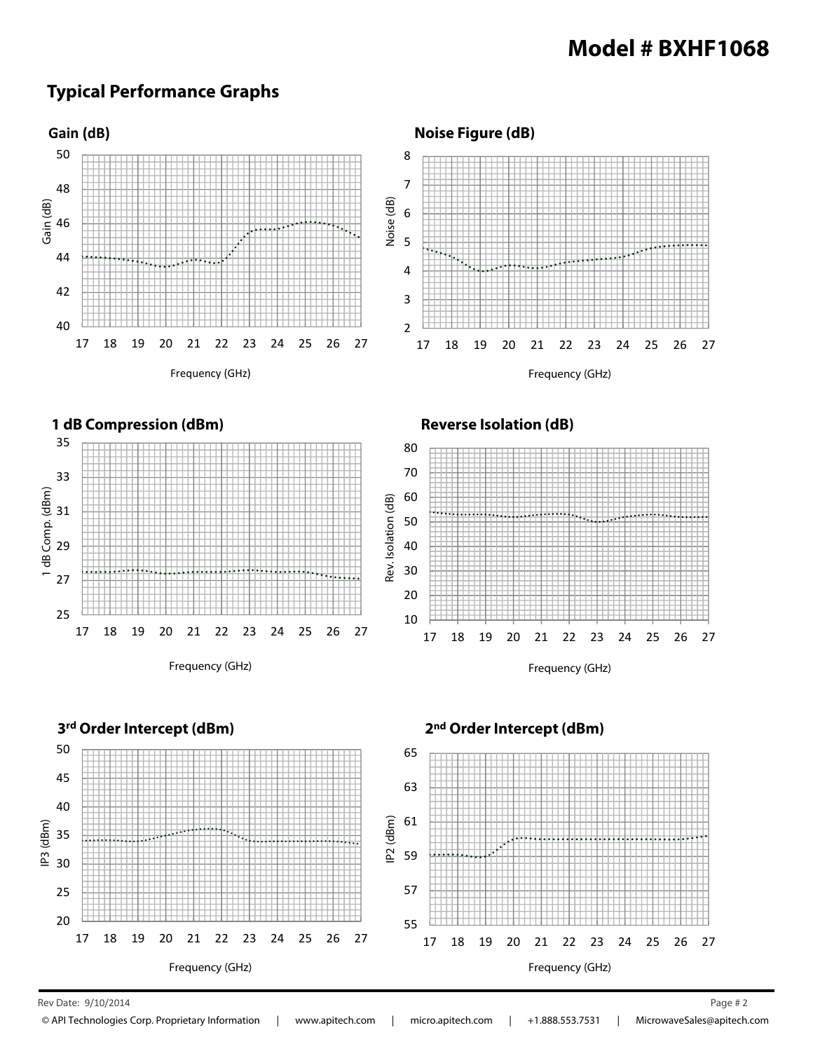# Model # BXHF1068

## Typical Performance Graphs

### Gain (dB)

Gain (dB)

50 48 46 44 42 40

17 18 19 20 21 22 23 24 25 26 27

Frequency (GHz)

### Noise Figure (dB)

Noise (dB)

8 7 6 5 4 3 2

17 18 19 20 21 22 23 24 25 26 27

Frequency (GHz)

### 1 dB Compression (dBm)

1 dB Comp. (dBm)

35 33 31 29 27 25

17 18 19 20 21 22 23 24 25 26 27

Frequency (GHz)

### Reverse Isolation (dB)

Rev. Isolation (dB)

80 70 60 50 40 30 20 10

17 18 19 20 21 22 23 24 25 26 27

Frequency (GHz)

### 3rd Order Intercept (dBm)

IP3 (dBm)

50 45 40 35 30 25 20

17 18 19 20 21 22 23 24 25 26 27

Frequency (GHz)

### 2nd Order Intercept (dBm)

IP2 (dBm)

65 63 61 59 57 55

17 18 19 20 21 22 23 24 25 26 27

Frequency (GHz)

Rev Date: 9/10/2014

© API Technologies Corp. Proprietary Information | www.apitech.com | micro.apitech.com | +1.888.553.7531 | MicrowaveSales@apitech.com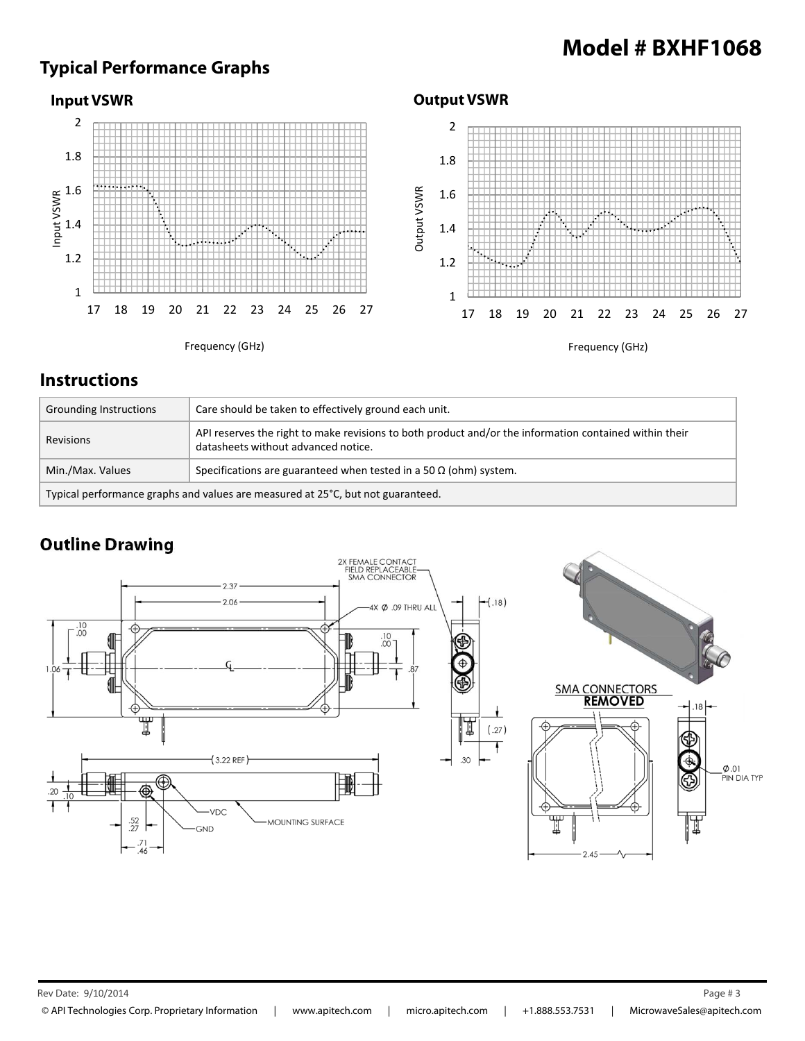# Model # BXHF1068

## Typical Performance Graphs

### Input VSWR

Input VSWR

2
1.8
1.6
1.4
1.2
1

17 18 19 20 21 22 23 24 25 26 27

Frequency (GHz)

### Output VSWR

Output VSWR

2
1.8
1.6
1.4
1.2
1

17 18 19 20 21 22 23 24 25 26 27

Frequency (GHz)

## Instructions

| | |
|---|---|
| Grounding Instructions | Care should be taken to effectively ground each unit. |
| Revisions | API reserves the right to make revisions to both product and/or the information contained within their datasheets without advanced notice. |
| Min./Max. Values | Specifications are guaranteed when tested in a 50 Ω (ohm) system. |
| Typical performance graphs and values are measured at 25°C, but not guaranteed. | |

## Outline Drawing

2X FEMALE CONTACT FIELD REPLACEABLE SMA CONNECTOR

2.37
2.06
4X Ø .09 THRU ALL
(.18)
.10 .00
.10 .00
1.06
.87
(.27)
.30
(3.22 REF)
.20
.10
VDC
GND
MOUNTING SURFACE
.52 .27
.71 .46

SMA CONNECTORS **REMOVED**

.18
Ø .01 PIN DIA TYP
2.45

Rev Date: 9/10/2014

© API Technologies Corp. Proprietary Information | www.apitech.com | micro.apitech.com | +1.888.553.7531 | MicrowaveSales@apitech.com